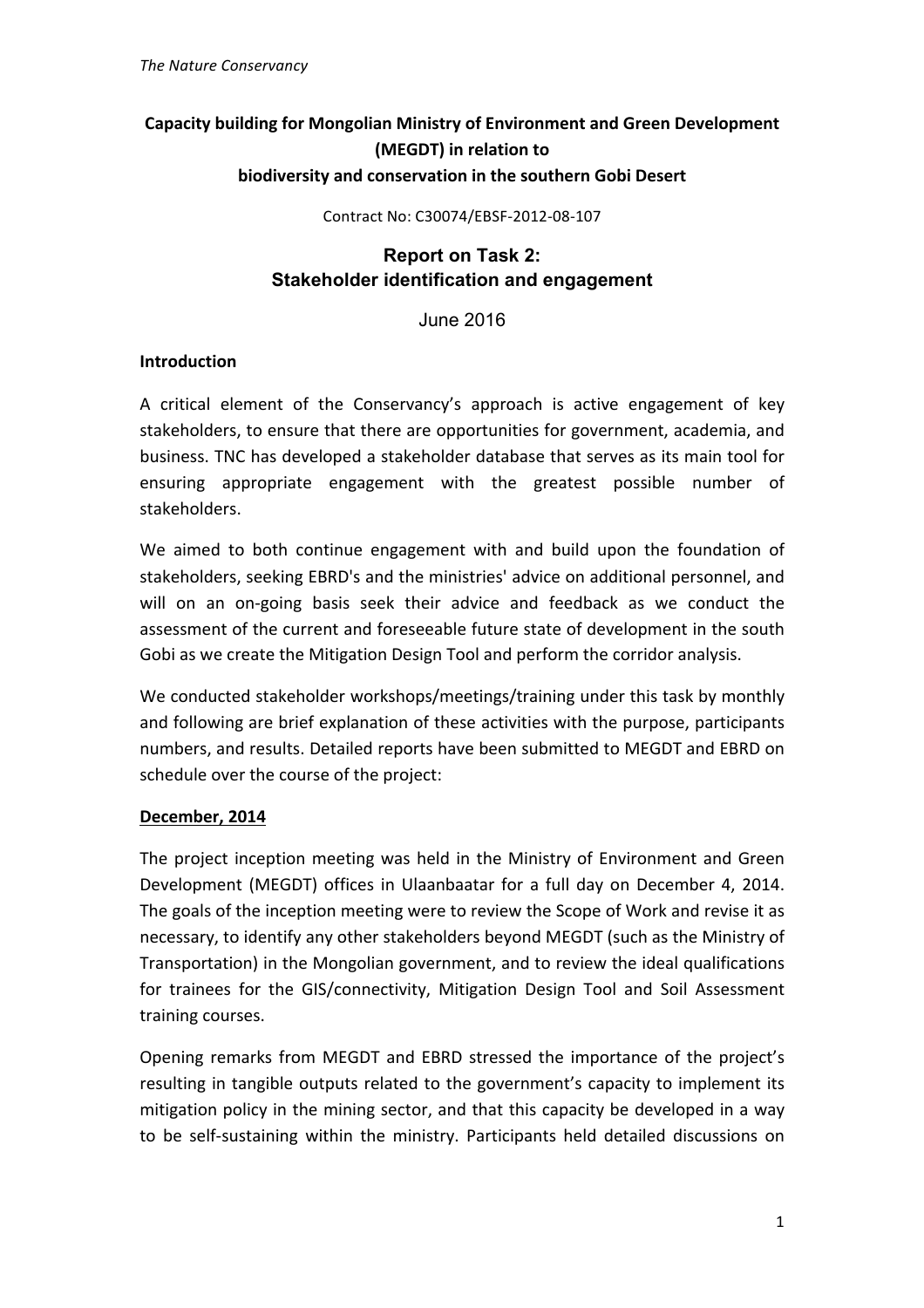**Capacity building for Mongolian Ministry of Environment and Green Development (MEGDT) in relation to biodiversity and conservation in the southern Gobi Desert**

Contract No: C30074/EBSF-2012-08-107

# Report on Task 2: Stakeholder identification and engagement

June 2016

**Introduction**

A critical element of the Conservancy's approach is active engagement of key stakeholders, to ensure that there are opportunities for government, academia, and business. TNC has developed a stakeholder database that serves as its main tool for ensuring appropriate engagement with the greatest possible number of stakeholders.

We aimed to both continue engagement with and build upon the foundation of stakeholders, seeking EBRD's and the ministries' advice on additional personnel, and will on an on-going basis seek their advice and feedback as we conduct the assessment of the current and foreseeable future state of development in the south Gobi as we create the Mitigation Design Tool and perform the corridor analysis.

We conducted stakeholder workshops/meetings/training under this task by monthly and following are brief explanation of these activities with the purpose, participants numbers, and results. Detailed reports have been submitted to MEGDT and EBRD on schedule over the course of the project:

**December, 2014**

The project inception meeting was held in the Ministry of Environment and Green Development (MEGDT) offices in Ulaanbaatar for a full day on December 4, 2014. The goals of the inception meeting were to review the Scope of Work and revise it as necessary, to identify any other stakeholders beyond MEGDT (such as the Ministry of Transportation) in the Mongolian government, and to review the ideal qualifications for trainees for the GIS/connectivity, Mitigation Design Tool and Soil Assessment training courses.

Opening remarks from MEGDT and EBRD stressed the importance of the project's resulting in tangible outputs related to the government's capacity to implement its mitigation policy in the mining sector, and that this capacity be developed in a way to be self-sustaining within the ministry. Participants held detailed discussions on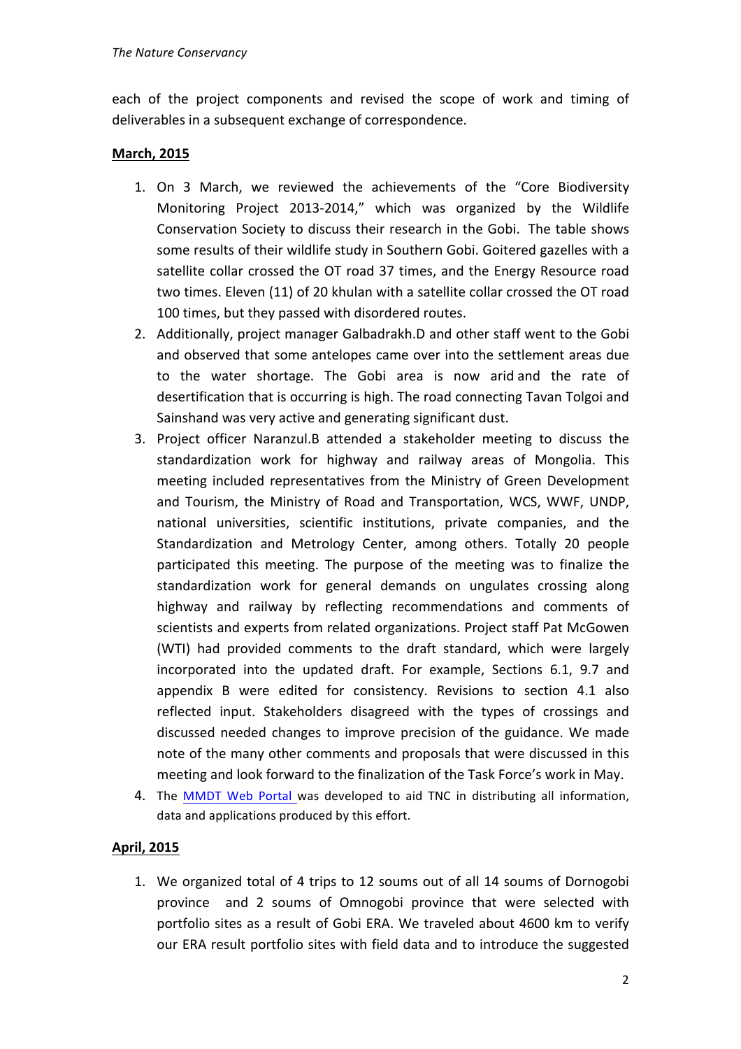each of the project components and revised the scope of work and timing of deliverables in a subsequent exchange of correspondence.

**March, 2015**

1. On 3 March, we reviewed the achievements of the "Core Biodiversity Monitoring Project 2013-2014," which was organized by the Wildlife Conservation Society to discuss their research in the Gobi. The table shows some results of their wildlife study in Southern Gobi. Goitered gazelles with a satellite collar crossed the OT road 37 times, and the Energy Resource road two times. Eleven (11) of 20 khulan with a satellite collar crossed the OT road 100 times, but they passed with disordered routes.
2. Additionally, project manager Galbadrakh.D and other staff went to the Gobi and observed that some antelopes came over into the settlement areas due to the water shortage. The Gobi area is now arid and the rate of desertification that is occurring is high. The road connecting Tavan Tolgoi and Sainshand was very active and generating significant dust.
3. Project officer Naranzul.B attended a stakeholder meeting to discuss the standardization work for highway and railway areas of Mongolia. This meeting included representatives from the Ministry of Green Development and Tourism, the Ministry of Road and Transportation, WCS, WWF, UNDP, national universities, scientific institutions, private companies, and the Standardization and Metrology Center, among others. Totally 20 people participated this meeting. The purpose of the meeting was to finalize the standardization work for general demands on ungulates crossing along highway and railway by reflecting recommendations and comments of scientists and experts from related organizations. Project staff Pat McGowen (WTI) had provided comments to the draft standard, which were largely incorporated into the updated draft. For example, Sections 6.1, 9.7 and appendix B were edited for consistency. Revisions to section 4.1 also reflected input. Stakeholders disagreed with the types of crossings and discussed needed changes to improve precision of the guidance. We made note of the many other comments and proposals that were discussed in this meeting and look forward to the finalization of the Task Force's work in May.
4. The MMDT Web Portal was developed to aid TNC in distributing all information, data and applications produced by this effort.

**April, 2015**

1. We organized total of 4 trips to 12 soums out of all 14 soums of Dornogobi province and 2 soums of Omnogobi province that were selected with portfolio sites as a result of Gobi ERA. We traveled about 4600 km to verify our ERA result portfolio sites with field data and to introduce the suggested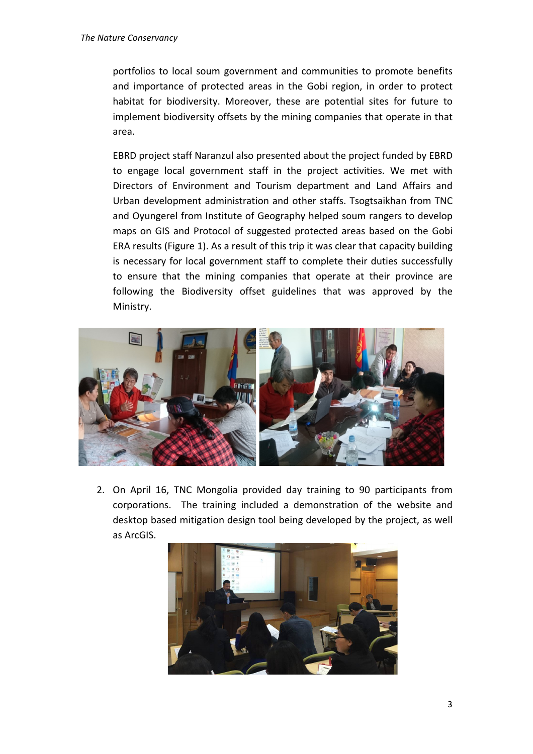portfolios to local soum government and communities to promote benefits and importance of protected areas in the Gobi region, in order to protect habitat for biodiversity. Moreover, these are potential sites for future to implement biodiversity offsets by the mining companies that operate in that area.

EBRD project staff Naranzul also presented about the project funded by EBRD to engage local government staff in the project activities. We met with Directors of Environment and Tourism department and Land Affairs and Urban development administration and other staffs. Tsogtsaikhan from TNC and Oyungerel from Institute of Geography helped soum rangers to develop maps on GIS and Protocol of suggested protected areas based on the Gobi ERA results (Figure 1). As a result of this trip it was clear that capacity building is necessary for local government staff to complete their duties successfully to ensure that the mining companies that operate at their province are following the Biodiversity offset guidelines that was approved by the Ministry.

2. On April 16, TNC Mongolia provided day training to 90 participants from corporations. The training included a demonstration of the website and desktop based mitigation design tool being developed by the project, as well as ArcGIS.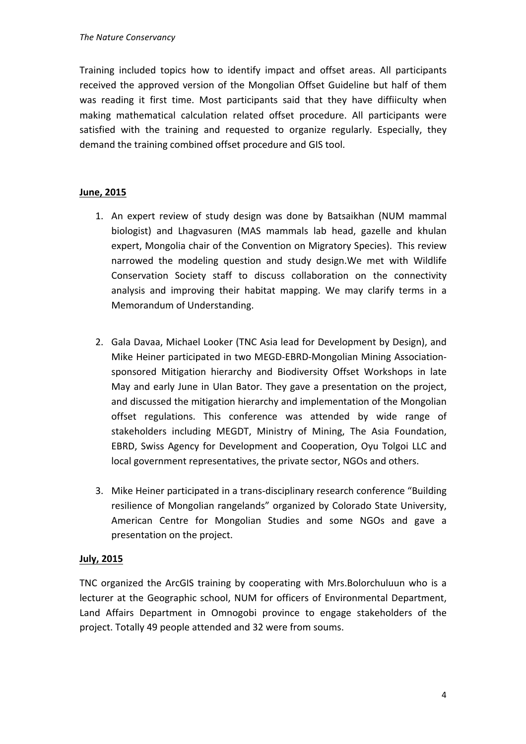Training included topics how to identify impact and offset areas. All participants received the approved version of the Mongolian Offset Guideline but half of them was reading it first time. Most participants said that they have diffiiculty when making mathematical calculation related offset procedure. All participants were satisfied with the training and requested to organize regularly. Especially, they demand the training combined offset procedure and GIS tool.

**June, 2015**

1. An expert review of study design was done by Batsaikhan (NUM mammal biologist) and Lhagvasuren (MAS mammals lab head, gazelle and khulan expert, Mongolia chair of the Convention on Migratory Species). This review narrowed the modeling question and study design.We met with Wildlife Conservation Society staff to discuss collaboration on the connectivity analysis and improving their habitat mapping. We may clarify terms in a Memorandum of Understanding.

2. Gala Davaa, Michael Looker (TNC Asia lead for Development by Design), and Mike Heiner participated in two MEGD-EBRD-Mongolian Mining Association-sponsored Mitigation hierarchy and Biodiversity Offset Workshops in late May and early June in Ulan Bator. They gave a presentation on the project, and discussed the mitigation hierarchy and implementation of the Mongolian offset regulations. This conference was attended by wide range of stakeholders including MEGDT, Ministry of Mining, The Asia Foundation, EBRD, Swiss Agency for Development and Cooperation, Oyu Tolgoi LLC and local government representatives, the private sector, NGOs and others.

3. Mike Heiner participated in a trans-disciplinary research conference "Building resilience of Mongolian rangelands" organized by Colorado State University, American Centre for Mongolian Studies and some NGOs and gave a presentation on the project.

**July, 2015**

TNC organized the ArcGIS training by cooperating with Mrs.Bolorchuluun who is a lecturer at the Geographic school, NUM for officers of Environmental Department, Land Affairs Department in Omnogobi province to engage stakeholders of the project. Totally 49 people attended and 32 were from soums.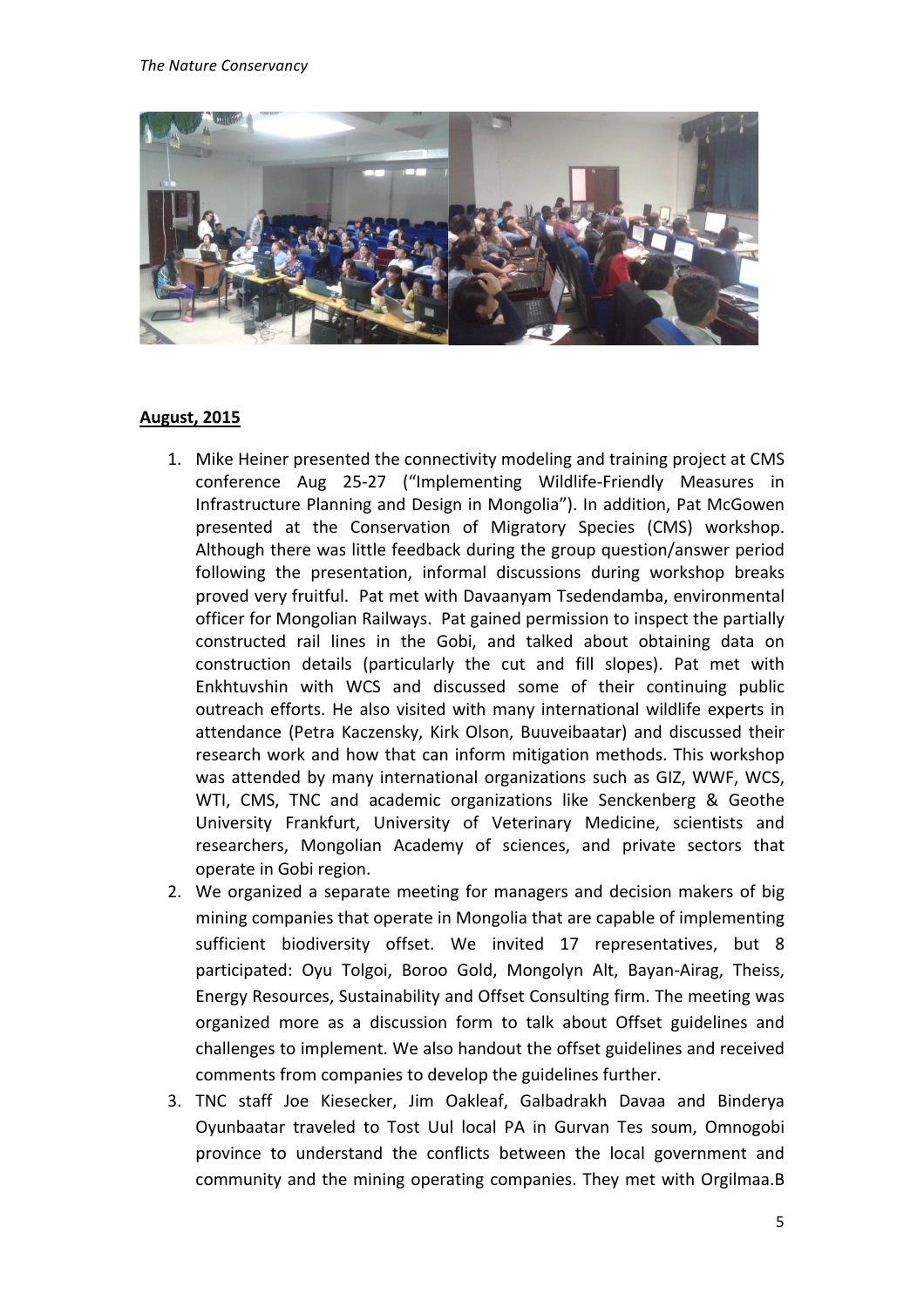**August, 2015**

1. Mike Heiner presented the connectivity modeling and training project at CMS conference Aug 25-27 ("Implementing Wildlife-Friendly Measures in Infrastructure Planning and Design in Mongolia"). In addition, Pat McGowen presented at the Conservation of Migratory Species (CMS) workshop. Although there was little feedback during the group question/answer period following the presentation, informal discussions during workshop breaks proved very fruitful. Pat met with Davaanyam Tsedendamba, environmental officer for Mongolian Railways. Pat gained permission to inspect the partially constructed rail lines in the Gobi, and talked about obtaining data on construction details (particularly the cut and fill slopes). Pat met with Enkhtuvshin with WCS and discussed some of their continuing public outreach efforts. He also visited with many international wildlife experts in attendance (Petra Kaczensky, Kirk Olson, Buuveibaatar) and discussed their research work and how that can inform mitigation methods. This workshop was attended by many international organizations such as GIZ, WWF, WCS, WTI, CMS, TNC and academic organizations like Senckenberg & Geothe University Frankfurt, University of Veterinary Medicine, scientists and researchers, Mongolian Academy of sciences, and private sectors that operate in Gobi region.
2. We organized a separate meeting for managers and decision makers of big mining companies that operate in Mongolia that are capable of implementing sufficient biodiversity offset. We invited 17 representatives, but 8 participated: Oyu Tolgoi, Boroo Gold, Mongolyn Alt, Bayan-Airag, Theiss, Energy Resources, Sustainability and Offset Consulting firm. The meeting was organized more as a discussion form to talk about Offset guidelines and challenges to implement. We also handout the offset guidelines and received comments from companies to develop the guidelines further.
3. TNC staff Joe Kiesecker, Jim Oakleaf, Galbadrakh Davaa and Binderya Oyunbaatar traveled to Tost Uul local PA in Gurvan Tes soum, Omnogobi province to understand the conflicts between the local government and community and the mining operating companies. They met with Orgilmaa.B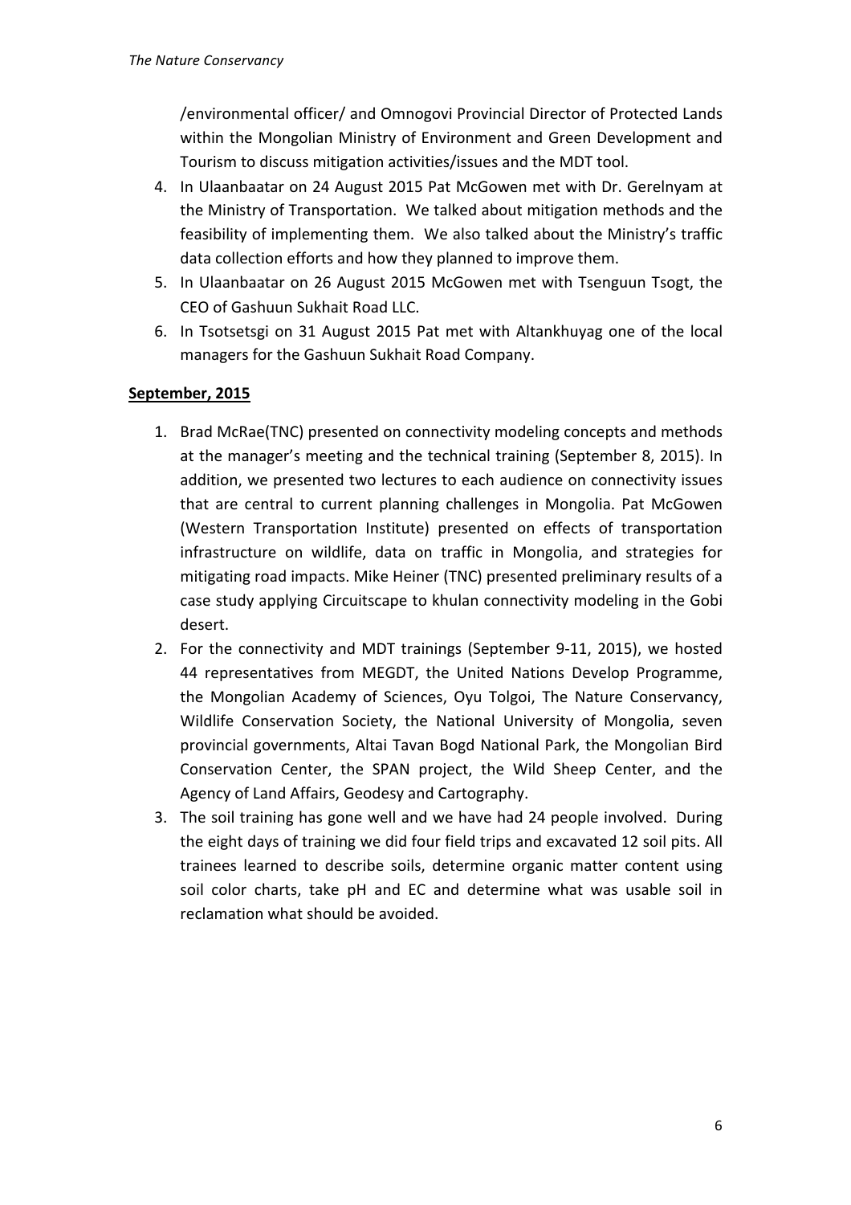/environmental officer/ and Omnogovi Provincial Director of Protected Lands within the Mongolian Ministry of Environment and Green Development and Tourism to discuss mitigation activities/issues and the MDT tool.

4. In Ulaanbaatar on 24 August 2015 Pat McGowen met with Dr. Gerelnyam at the Ministry of Transportation. We talked about mitigation methods and the feasibility of implementing them. We also talked about the Ministry's traffic data collection efforts and how they planned to improve them.
5. In Ulaanbaatar on 26 August 2015 McGowen met with Tsenguun Tsogt, the CEO of Gashuun Sukhait Road LLC.
6. In Tsotsetsgi on 31 August 2015 Pat met with Altankhuyag one of the local managers for the Gashuun Sukhait Road Company.

**September, 2015**

1. Brad McRae(TNC) presented on connectivity modeling concepts and methods at the manager's meeting and the technical training (September 8, 2015). In addition, we presented two lectures to each audience on connectivity issues that are central to current planning challenges in Mongolia. Pat McGowen (Western Transportation Institute) presented on effects of transportation infrastructure on wildlife, data on traffic in Mongolia, and strategies for mitigating road impacts. Mike Heiner (TNC) presented preliminary results of a case study applying Circuitscape to khulan connectivity modeling in the Gobi desert.
2. For the connectivity and MDT trainings (September 9-11, 2015), we hosted 44 representatives from MEGDT, the United Nations Develop Programme, the Mongolian Academy of Sciences, Oyu Tolgoi, The Nature Conservancy, Wildlife Conservation Society, the National University of Mongolia, seven provincial governments, Altai Tavan Bogd National Park, the Mongolian Bird Conservation Center, the SPAN project, the Wild Sheep Center, and the Agency of Land Affairs, Geodesy and Cartography.
3. The soil training has gone well and we have had 24 people involved. During the eight days of training we did four field trips and excavated 12 soil pits. All trainees learned to describe soils, determine organic matter content using soil color charts, take pH and EC and determine what was usable soil in reclamation what should be avoided.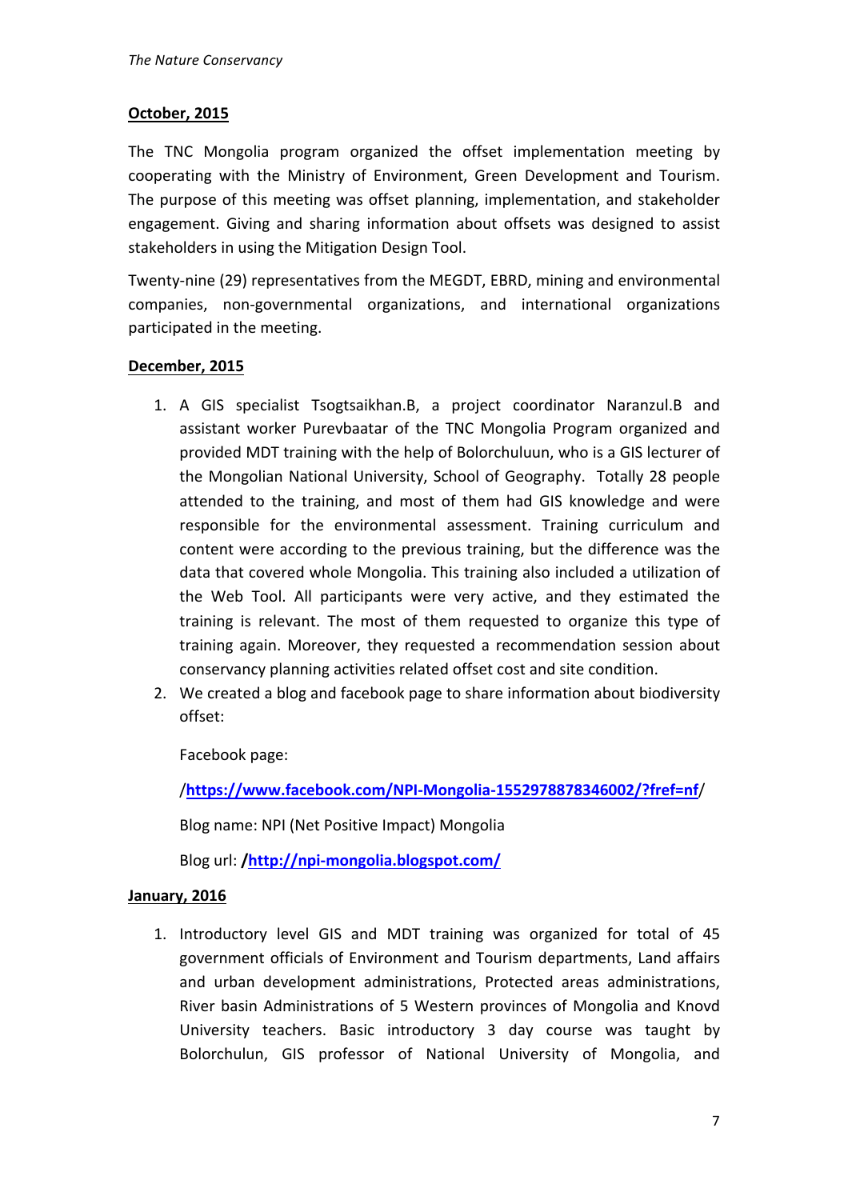**October, 2015**

The TNC Mongolia program organized the offset implementation meeting by cooperating with the Ministry of Environment, Green Development and Tourism. The purpose of this meeting was offset planning, implementation, and stakeholder engagement. Giving and sharing information about offsets was designed to assist stakeholders in using the Mitigation Design Tool.

Twenty-nine (29) representatives from the MEGDT, EBRD, mining and environmental companies, non-governmental organizations, and international organizations participated in the meeting.

**December, 2015**

1. A GIS specialist Tsogtsaikhan.B, a project coordinator Naranzul.B and assistant worker Purevbaatar of the TNC Mongolia Program organized and provided MDT training with the help of Bolorchuluun, who is a GIS lecturer of the Mongolian National University, School of Geography. Totally 28 people attended to the training, and most of them had GIS knowledge and were responsible for the environmental assessment. Training curriculum and content were according to the previous training, but the difference was the data that covered whole Mongolia. This training also included a utilization of the Web Tool. All participants were very active, and they estimated the training is relevant. The most of them requested to organize this type of training again. Moreover, they requested a recommendation session about conservancy planning activities related offset cost and site condition.
2. We created a blog and facebook page to share information about biodiversity offset:

   Facebook page:

   /**https://www.facebook.com/NPI-Mongolia-1552978878346002/?fref=nf**/

   Blog name: NPI (Net Positive Impact) Mongolia

   Blog url: **/http://npi-mongolia.blogspot.com/**

**January, 2016**

1. Introductory level GIS and MDT training was organized for total of 45 government officials of Environment and Tourism departments, Land affairs and urban development administrations, Protected areas administrations, River basin Administrations of 5 Western provinces of Mongolia and Knovd University teachers. Basic introductory 3 day course was taught by Bolorchulun, GIS professor of National University of Mongolia, and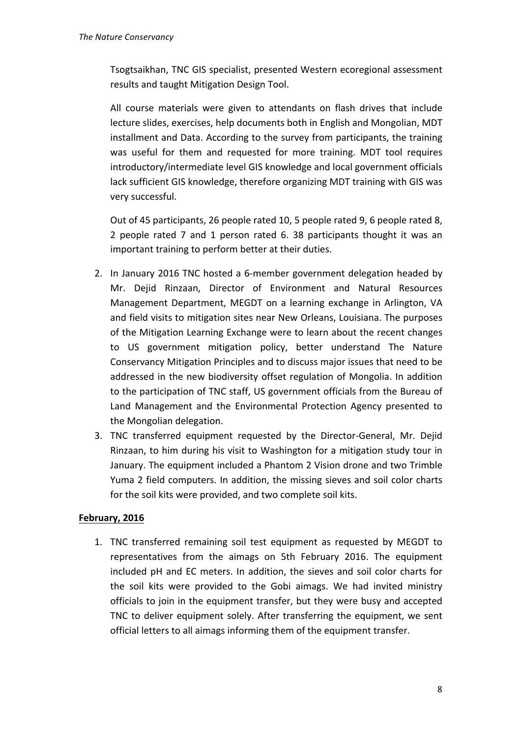Tsogtsaikhan, TNC GIS specialist, presented Western ecoregional assessment results and taught Mitigation Design Tool.

All course materials were given to attendants on flash drives that include lecture slides, exercises, help documents both in English and Mongolian, MDT installment and Data. According to the survey from participants, the training was useful for them and requested for more training. MDT tool requires introductory/intermediate level GIS knowledge and local government officials lack sufficient GIS knowledge, therefore organizing MDT training with GIS was very successful.

Out of 45 participants, 26 people rated 10, 5 people rated 9, 6 people rated 8, 2 people rated 7 and 1 person rated 6. 38 participants thought it was an important training to perform better at their duties.

2. In January 2016 TNC hosted a 6-member government delegation headed by Mr. Dejid Rinzaan, Director of Environment and Natural Resources Management Department, MEGDT on a learning exchange in Arlington, VA and field visits to mitigation sites near New Orleans, Louisiana. The purposes of the Mitigation Learning Exchange were to learn about the recent changes to US government mitigation policy, better understand The Nature Conservancy Mitigation Principles and to discuss major issues that need to be addressed in the new biodiversity offset regulation of Mongolia. In addition to the participation of TNC staff, US government officials from the Bureau of Land Management and the Environmental Protection Agency presented to the Mongolian delegation.
3. TNC transferred equipment requested by the Director-General, Mr. Dejid Rinzaan, to him during his visit to Washington for a mitigation study tour in January. The equipment included a Phantom 2 Vision drone and two Trimble Yuma 2 field computers. In addition, the missing sieves and soil color charts for the soil kits were provided, and two complete soil kits.

**February, 2016**

1. TNC transferred remaining soil test equipment as requested by MEGDT to representatives from the aimags on 5th February 2016. The equipment included pH and EC meters. In addition, the sieves and soil color charts for the soil kits were provided to the Gobi aimags. We had invited ministry officials to join in the equipment transfer, but they were busy and accepted TNC to deliver equipment solely. After transferring the equipment, we sent official letters to all aimags informing them of the equipment transfer.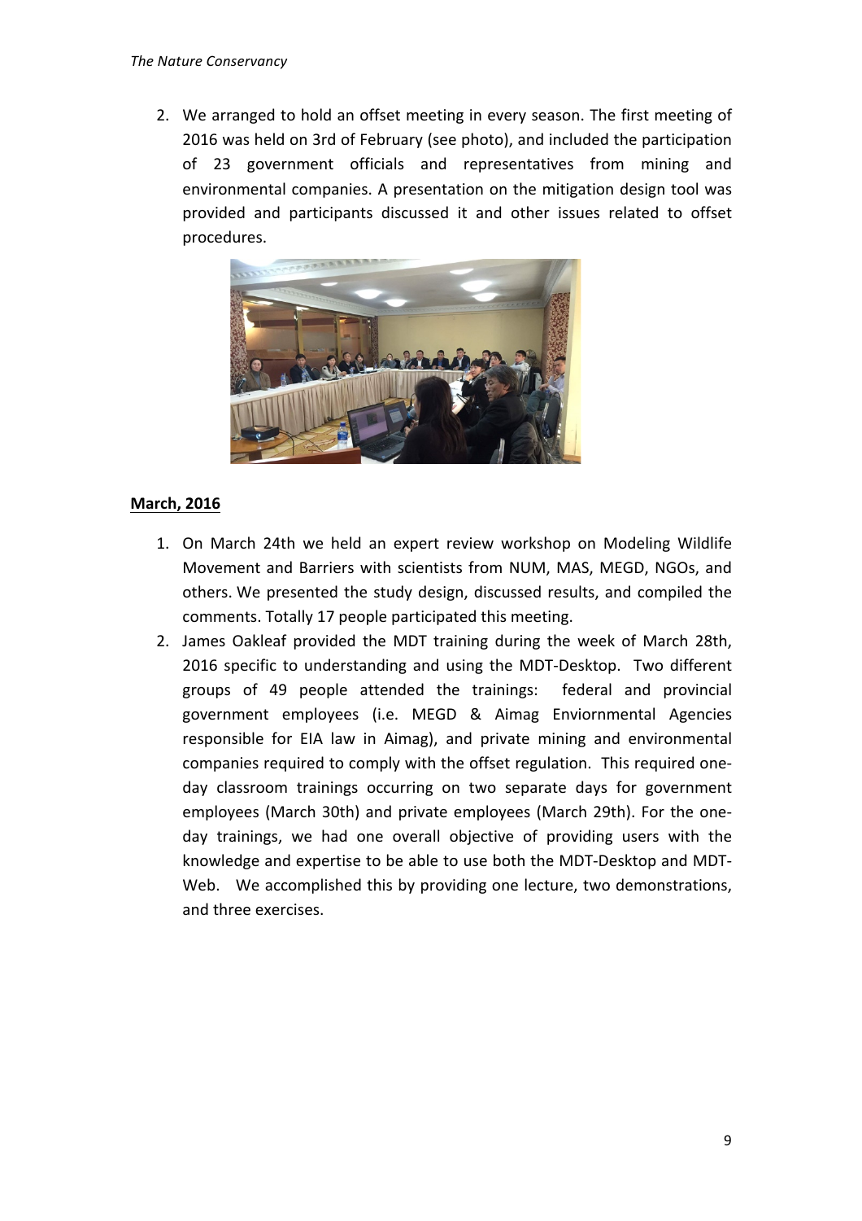2. We arranged to hold an offset meeting in every season. The first meeting of 2016 was held on 3rd of February (see photo), and included the participation of 23 government officials and representatives from mining and environmental companies. A presentation on the mitigation design tool was provided and participants discussed it and other issues related to offset procedures.

**March, 2016**

1. On March 24th we held an expert review workshop on Modeling Wildlife Movement and Barriers with scientists from NUM, MAS, MEGD, NGOs, and others. We presented the study design, discussed results, and compiled the comments. Totally 17 people participated this meeting.
2. James Oakleaf provided the MDT training during the week of March 28th, 2016 specific to understanding and using the MDT-Desktop. Two different groups of 49 people attended the trainings: federal and provincial government employees (i.e. MEGD & Aimag Enviornmental Agencies responsible for EIA law in Aimag), and private mining and environmental companies required to comply with the offset regulation. This required one-day classroom trainings occurring on two separate days for government employees (March 30th) and private employees (March 29th). For the one-day trainings, we had one overall objective of providing users with the knowledge and expertise to be able to use both the MDT-Desktop and MDT-Web. We accomplished this by providing one lecture, two demonstrations, and three exercises.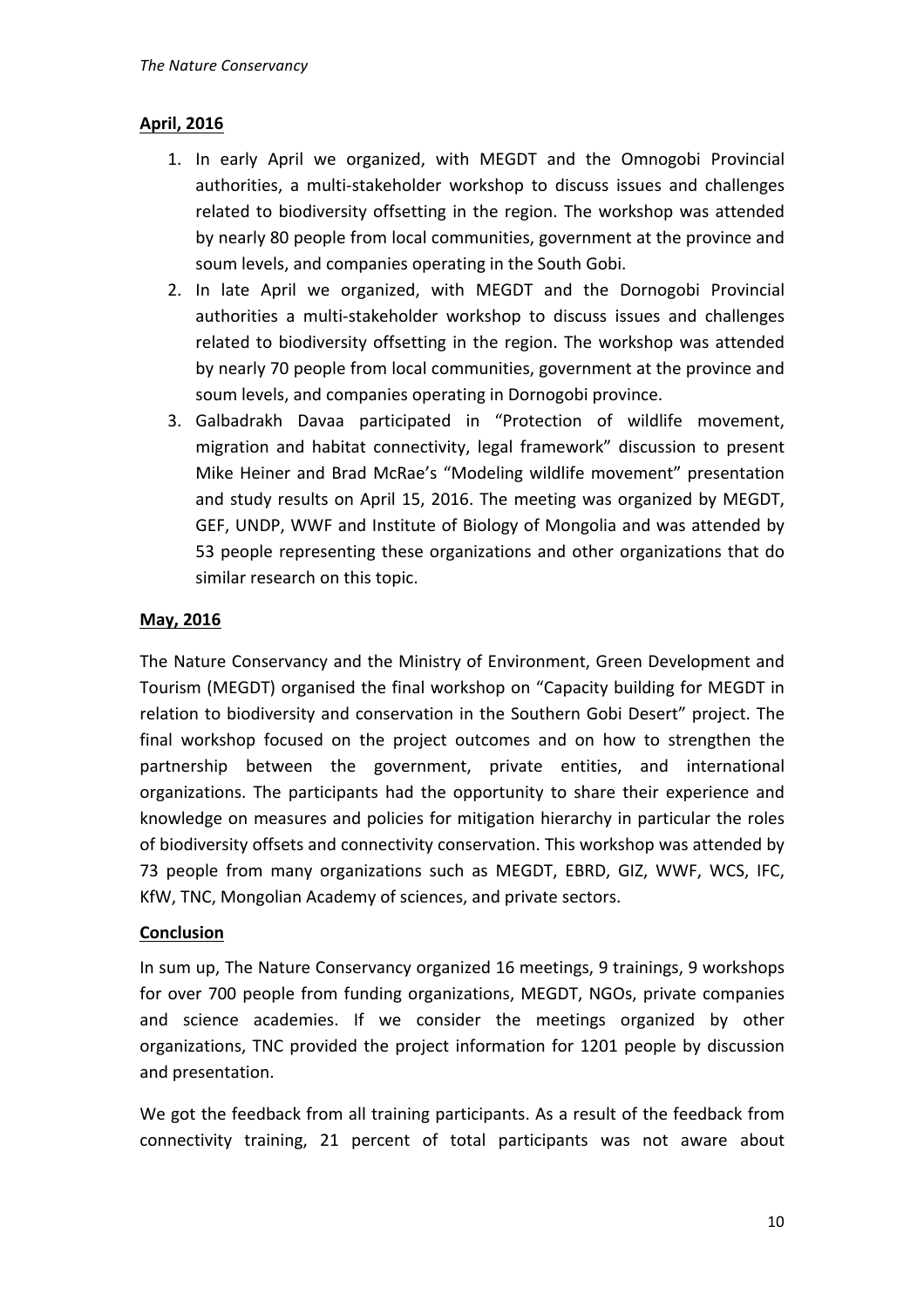**April, 2016**

1. In early April we organized, with MEGDT and the Omnogobi Provincial authorities, a multi-stakeholder workshop to discuss issues and challenges related to biodiversity offsetting in the region. The workshop was attended by nearly 80 people from local communities, government at the province and soum levels, and companies operating in the South Gobi.
2. In late April we organized, with MEGDT and the Dornogobi Provincial authorities a multi-stakeholder workshop to discuss issues and challenges related to biodiversity offsetting in the region. The workshop was attended by nearly 70 people from local communities, government at the province and soum levels, and companies operating in Dornogobi province.
3. Galbadrakh Davaa participated in "Protection of wildlife movement, migration and habitat connectivity, legal framework" discussion to present Mike Heiner and Brad McRae's "Modeling wildlife movement" presentation and study results on April 15, 2016. The meeting was organized by MEGDT, GEF, UNDP, WWF and Institute of Biology of Mongolia and was attended by 53 people representing these organizations and other organizations that do similar research on this topic.

**May, 2016**

The Nature Conservancy and the Ministry of Environment, Green Development and Tourism (MEGDT) organised the final workshop on "Capacity building for MEGDT in relation to biodiversity and conservation in the Southern Gobi Desert" project. The final workshop focused on the project outcomes and on how to strengthen the partnership between the government, private entities, and international organizations. The participants had the opportunity to share their experience and knowledge on measures and policies for mitigation hierarchy in particular the roles of biodiversity offsets and connectivity conservation. This workshop was attended by 73 people from many organizations such as MEGDT, EBRD, GIZ, WWF, WCS, IFC, KfW, TNC, Mongolian Academy of sciences, and private sectors.

**Conclusion**

In sum up, The Nature Conservancy organized 16 meetings, 9 trainings, 9 workshops for over 700 people from funding organizations, MEGDT, NGOs, private companies and science academies. If we consider the meetings organized by other organizations, TNC provided the project information for 1201 people by discussion and presentation.

We got the feedback from all training participants. As a result of the feedback from connectivity training, 21 percent of total participants was not aware about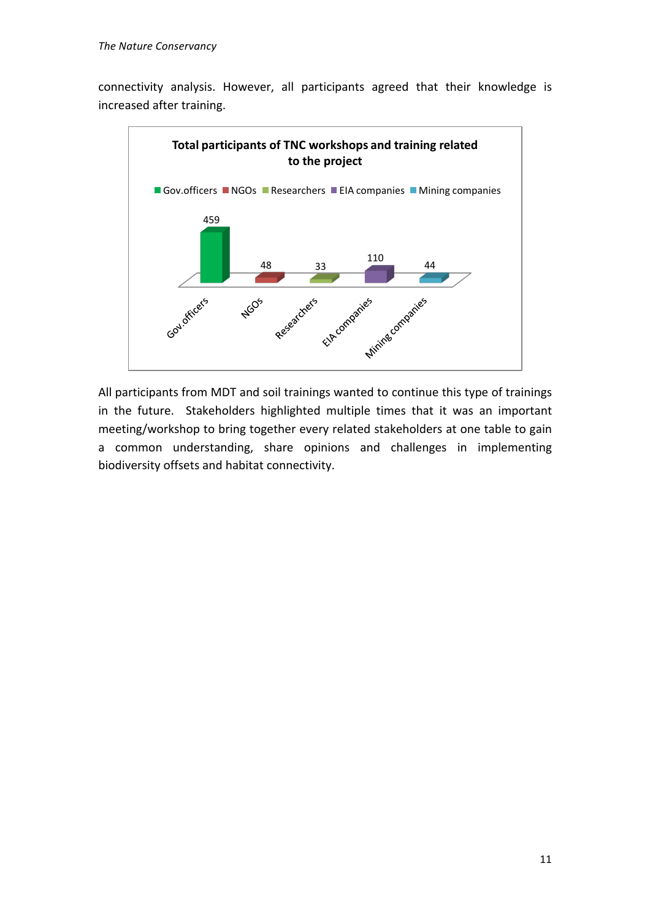connectivity analysis. However, all participants agreed that their knowledge is increased after training.

**Total participants of TNC workshops and training related to the project**

Gov.officers NGOs Researchers EIA companies Mining companies

459
48
33
110
44

Gov.officers
NGOs
Researchers
EIA companies
Mining companies

All participants from MDT and soil trainings wanted to continue this type of trainings in the future. Stakeholders highlighted multiple times that it was an important meeting/workshop to bring together every related stakeholders at one table to gain a common understanding, share opinions and challenges in implementing biodiversity offsets and habitat connectivity.